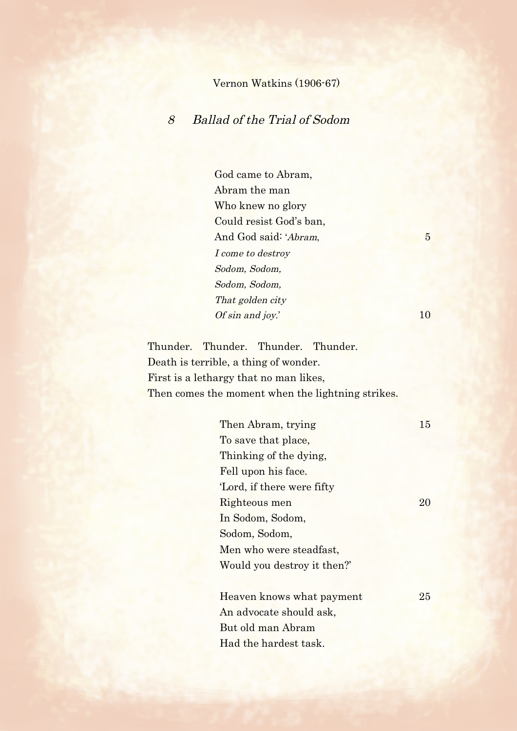Vernon Watkins (1906-67)

## *8 Ballad of the Trial of Sodom*

God came to Abram,  
Abram the man  
Who knew no glory  
Could resist God's ban,  
And God said: '*Abram*, 5  
*I come to destroy*  
*Sodom, Sodom,*  
*Sodom, Sodom,*  
*That golden city*  
*Of sin and joy*.' 10

Thunder. Thunder. Thunder. Thunder.  
Death is terrible, a thing of wonder.  
First is a lethargy that no man likes,  
Then comes the moment when the lightning strikes.

Then Abram, trying 15  
To save that place,  
Thinking of the dying,  
Fell upon his face.  
'Lord, if there were fifty  
Righteous men 20  
In Sodom, Sodom,  
Sodom, Sodom,  
Men who were steadfast,  
Would you destroy it then?'

Heaven knows what payment 25  
An advocate should ask,  
But old man Abram  
Had the hardest task.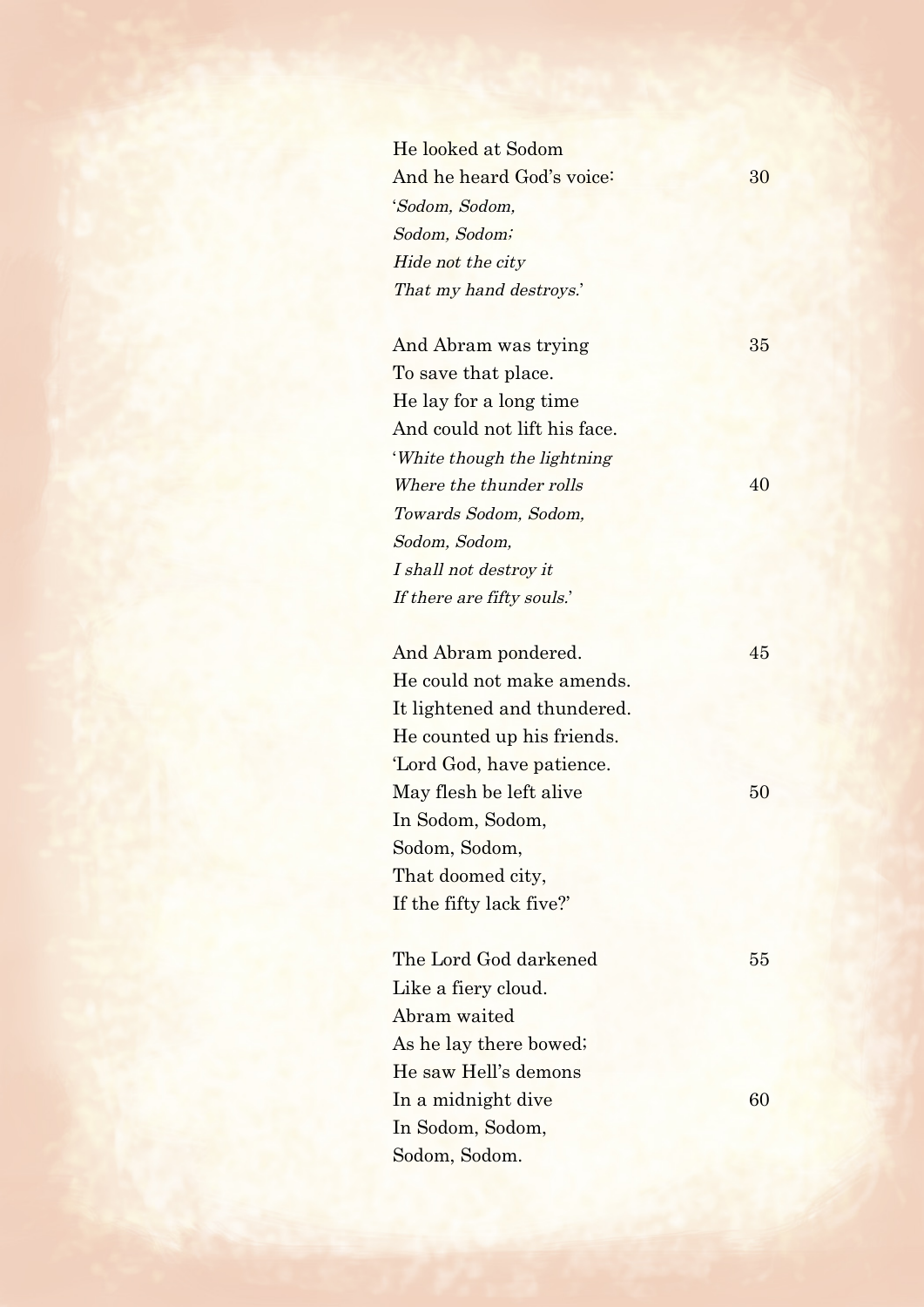He looked at Sodom  
And he heard God's voice: 30  
'*Sodom, Sodom,*  
*Sodom, Sodom;*  
*Hide not the city*  
*That my hand destroys.*'

And Abram was trying 35  
To save that place.  
He lay for a long time  
And could not lift his face.  
'*White though the lightning*  
*Where the thunder rolls* 40  
*Towards Sodom, Sodom,*  
*Sodom, Sodom,*  
*I shall not destroy it*  
*If there are fifty souls.*'

And Abram pondered. 45  
He could not make amends.  
It lightened and thundered.  
He counted up his friends.  
'Lord God, have patience.  
May flesh be left alive 50  
In Sodom, Sodom,  
Sodom, Sodom,  
That doomed city,  
If the fifty lack five?'

The Lord God darkened 55  
Like a fiery cloud.  
Abram waited  
As he lay there bowed;  
He saw Hell's demons  
In a midnight dive 60  
In Sodom, Sodom,  
Sodom, Sodom.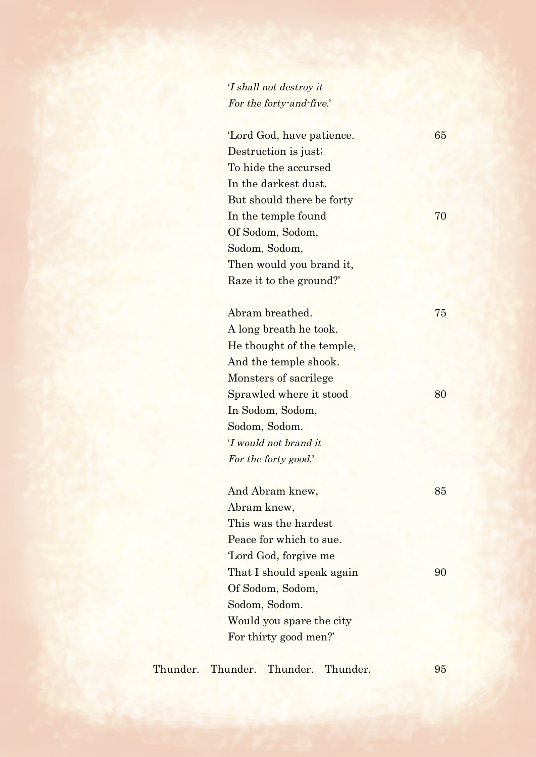'*I shall not destroy it*
*For the forty-and-five.*'

'Lord God, have patience. 65
Destruction is just;
To hide the accursed
In the darkest dust.
But should there be forty
In the temple found 70
Of Sodom, Sodom,
Sodom, Sodom,
Then would you brand it,
Raze it to the ground?'

Abram breathed. 75
A long breath he took.
He thought of the temple,
And the temple shook.
Monsters of sacrilege
Sprawled where it stood 80
In Sodom, Sodom,
Sodom, Sodom.
'*I would not brand it*
*For the forty good.*'

And Abram knew, 85
Abram knew,
This was the hardest
Peace for which to sue.
'Lord God, forgive me
That I should speak again 90
Of Sodom, Sodom,
Sodom, Sodom.
Would you spare the city
For thirty good men?'

Thunder. Thunder. Thunder. Thunder. 95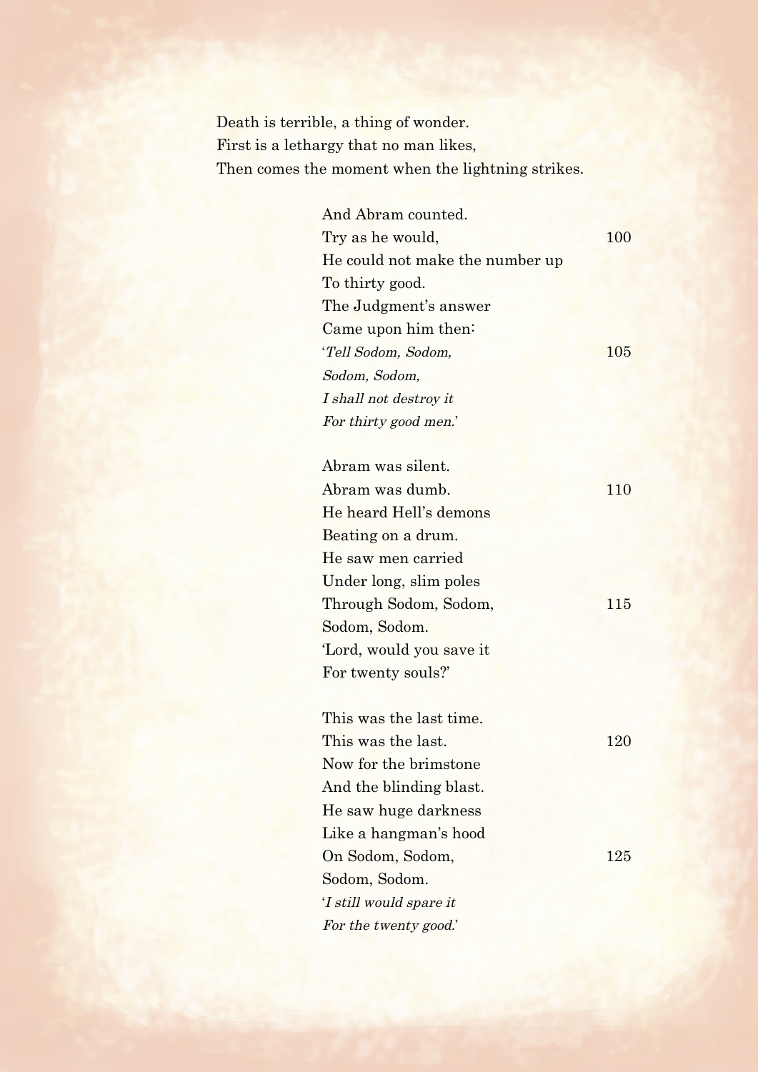Death is terrible, a thing of wonder.  
First is a lethargy that no man likes,  
Then comes the moment when the lightning strikes.

And Abram counted.  
Try as he would, 100  
He could not make the number up  
To thirty good.  
The Judgment's answer  
Came upon him then:  
'*Tell Sodom, Sodom,* 105  
*Sodom, Sodom,*  
*I shall not destroy it*  
*For thirty good men.*'

Abram was silent.  
Abram was dumb. 110  
He heard Hell's demons  
Beating on a drum.  
He saw men carried  
Under long, slim poles  
Through Sodom, Sodom, 115  
Sodom, Sodom.  
'Lord, would you save it  
For twenty souls?'

This was the last time.  
This was the last. 120  
Now for the brimstone  
And the blinding blast.  
He saw huge darkness  
Like a hangman's hood  
On Sodom, Sodom, 125  
Sodom, Sodom.  
'*I still would spare it*  
*For the twenty good.*'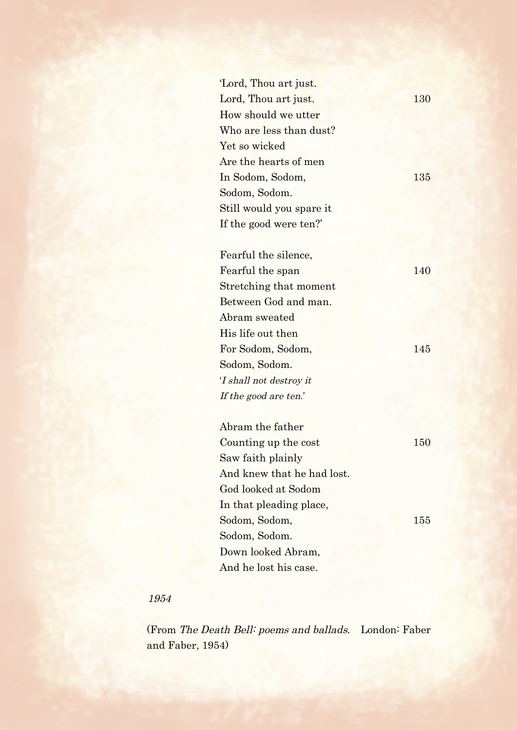'Lord, Thou art just.  
Lord, Thou art just. 130  
How should we utter  
Who are less than dust?  
Yet so wicked  
Are the hearts of men  
In Sodom, Sodom, 135  
Sodom, Sodom.  
Still would you spare it  
If the good were ten?'

Fearful the silence,  
Fearful the span 140  
Stretching that moment  
Between God and man.  
Abram sweated  
His life out then  
For Sodom, Sodom, 145  
Sodom, Sodom.  
'*I shall not destroy it*  
*If the good are ten*.'

Abram the father  
Counting up the cost 150  
Saw faith plainly  
And knew that he had lost.  
God looked at Sodom  
In that pleading place,  
Sodom, Sodom, 155  
Sodom, Sodom.  
Down looked Abram,  
And he lost his case.

*1954*

(From *The Death Bell: poems and ballads*. London: Faber and Faber, 1954)